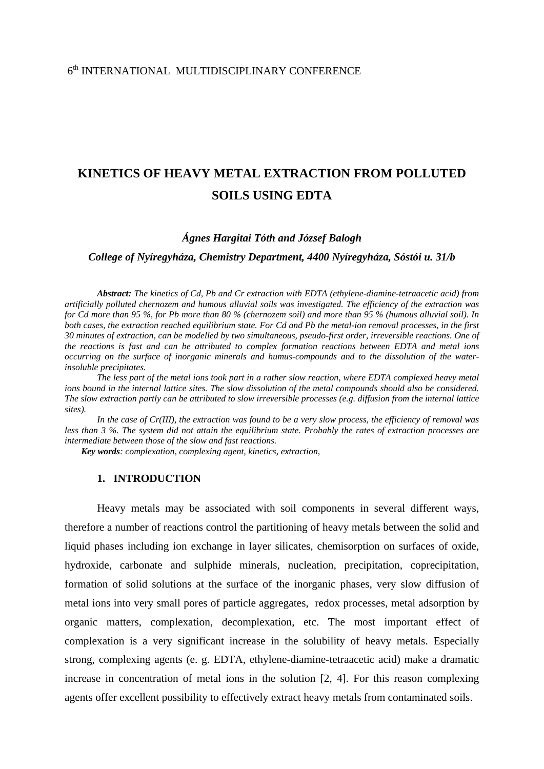6th INTERNATIONAL MULTIDISCIPLINARY CONFERENCE

# KINETICS OF HEAVY METAL EXTRACTION FROM POLLUTED SOILS USING EDTA

***Ágnes Hargitai Tóth and József Balogh***

***College of Nyíregyháza, Chemistry Department, 4400 Nyíregyháza, Sóstói u. 31/b***

***Abstract:*** *The kinetics of Cd, Pb and Cr extraction with EDTA (ethylene-diamine-tetraacetic acid) from artificially polluted chernozem and humous alluvial soils was investigated. The efficiency of the extraction was for Cd more than 95 %, for Pb more than 80 % (chernozem soil) and more than 95 % (humous alluvial soil). In both cases, the extraction reached equilibrium state. For Cd and Pb the metal-ion removal processes, in the first 30 minutes of extraction, can be modelled by two simultaneous, pseudo-first order, irreversible reactions. One of the reactions is fast and can be attributed to complex formation reactions between EDTA and metal ions occurring on the surface of inorganic minerals and humus-compounds and to the dissolution of the water-insoluble precipitates.*

*The less part of the metal ions took part in a rather slow reaction, where EDTA complexed heavy metal ions bound in the internal lattice sites. The slow dissolution of the metal compounds should also be considered. The slow extraction partly can be attributed to slow irreversible processes (e.g. diffusion from the internal lattice sites).*

*In the case of Cr(III), the extraction was found to be a very slow process, the efficiency of removal was less than 3 %. The system did not attain the equilibrium state. Probably the rates of extraction processes are intermediate between those of the slow and fast reactions.*

***Key words****: complexation, complexing agent, kinetics, extraction,*

## 1. INTRODUCTION

Heavy metals may be associated with soil components in several different ways, therefore a number of reactions control the partitioning of heavy metals between the solid and liquid phases including ion exchange in layer silicates, chemisorption on surfaces of oxide, hydroxide, carbonate and sulphide minerals, nucleation, precipitation, coprecipitation, formation of solid solutions at the surface of the inorganic phases, very slow diffusion of metal ions into very small pores of particle aggregates, redox processes, metal adsorption by organic matters, complexation, decomplexation, etc. The most important effect of complexation is a very significant increase in the solubility of heavy metals. Especially strong, complexing agents (e. g. EDTA, ethylene-diamine-tetraacetic acid) make a dramatic increase in concentration of metal ions in the solution [2, 4]. For this reason complexing agents offer excellent possibility to effectively extract heavy metals from contaminated soils.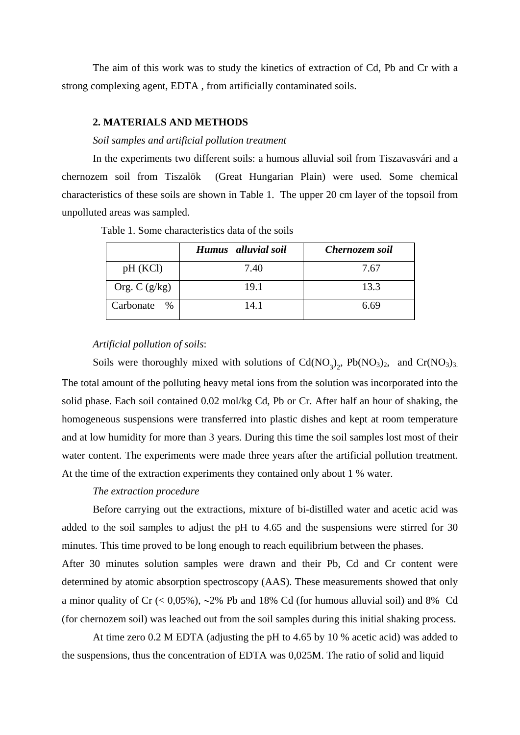The aim of this work was to study the kinetics of extraction of Cd, Pb and Cr with a strong complexing agent, EDTA , from artificially contaminated soils.

## 2. MATERIALS AND METHODS

*Soil samples and artificial pollution treatment*

In the experiments two different soils: a humous alluvial soil from Tiszavasvári and a chernozem soil from Tiszalök (Great Hungarian Plain) were used. Some chemical characteristics of these soils are shown in Table 1. The upper 20 cm layer of the topsoil from unpolluted areas was sampled.

Table 1. Some characteristics data of the soils

| | ***Humus alluvial soil*** | ***Chernozem soil*** |
|---|---|---|
| pH (KCl) | 7.40 | 7.67 |
| Org. C (g/kg) | 19.1 | 13.3 |
| Carbonate % | 14.1 | 6.69 |

*Artificial pollution of soils*:

Soils were thoroughly mixed with solutions of $Cd(NO_3)_2$, $Pb(NO_3)_2$, and $Cr(NO_3)_3$. The total amount of the polluting heavy metal ions from the solution was incorporated into the solid phase. Each soil contained 0.02 mol/kg Cd, Pb or Cr. After half an hour of shaking, the homogeneous suspensions were transferred into plastic dishes and kept at room temperature and at low humidity for more than 3 years. During this time the soil samples lost most of their water content. The experiments were made three years after the artificial pollution treatment. At the time of the extraction experiments they contained only about 1 % water.

*The extraction procedure*

Before carrying out the extractions, mixture of bi-distilled water and acetic acid was added to the soil samples to adjust the pH to 4.65 and the suspensions were stirred for 30 minutes. This time proved to be long enough to reach equilibrium between the phases.

After 30 minutes solution samples were drawn and their Pb, Cd and Cr content were determined by atomic absorption spectroscopy (AAS). These measurements showed that only a minor quality of Cr (< 0,05%), ~2% Pb and 18% Cd (for humous alluvial soil) and 8% Cd (for chernozem soil) was leached out from the soil samples during this initial shaking process.

At time zero 0.2 M EDTA (adjusting the pH to 4.65 by 10 % acetic acid) was added to the suspensions, thus the concentration of EDTA was 0,025M. The ratio of solid and liquid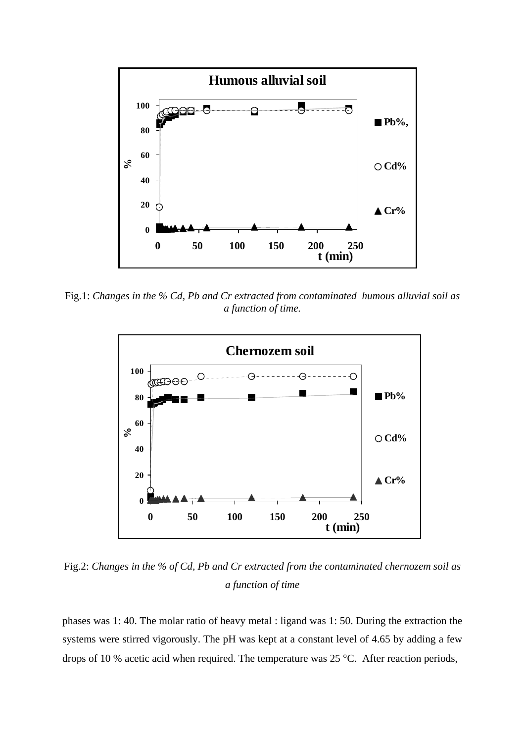Fig.1: *Changes in the % Cd, Pb and Cr extracted from contaminated humous alluvial soil as a function of time.*

Fig.2: *Changes in the % of Cd, Pb and Cr extracted from the contaminated chernozem soil as a function of time*

phases was 1: 40. The molar ratio of heavy metal : ligand was 1: 50. During the extraction the systems were stirred vigorously. The pH was kept at a constant level of 4.65 by adding a few drops of 10 % acetic acid when required. The temperature was 25 °C. After reaction periods,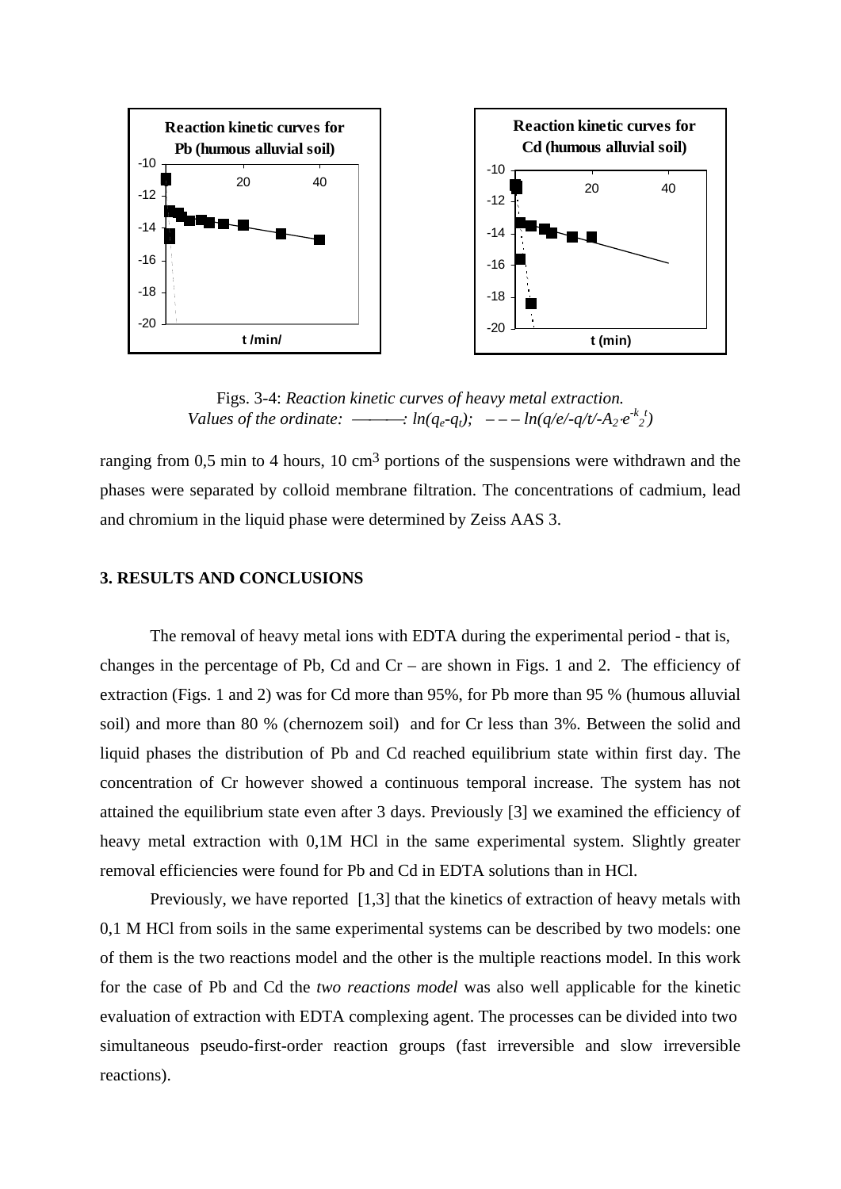Figs. 3-4: *Reaction kinetic curves of heavy metal extraction.*
*Values of the ordinate:* ——— : $ln(q_e\text{-}q_t)$; – – – $ln(q/e/\text{-}q/t/\text{-}A_2 \cdot e^{-k_2 t})$

ranging from 0,5 min to 4 hours, 10 $cm^3$ portions of the suspensions were withdrawn and the phases were separated by colloid membrane filtration. The concentrations of cadmium, lead and chromium in the liquid phase were determined by Zeiss AAS 3.

## 3. RESULTS AND CONCLUSIONS

The removal of heavy metal ions with EDTA during the experimental period - that is, changes in the percentage of Pb, Cd and Cr – are shown in Figs. 1 and 2. The efficiency of extraction (Figs. 1 and 2) was for Cd more than 95%, for Pb more than 95 % (humous alluvial soil) and more than 80 % (chernozem soil) and for Cr less than 3%. Between the solid and liquid phases the distribution of Pb and Cd reached equilibrium state within first day. The concentration of Cr however showed a continuous temporal increase. The system has not attained the equilibrium state even after 3 days. Previously [3] we examined the efficiency of heavy metal extraction with 0,1M HCl in the same experimental system. Slightly greater removal efficiencies were found for Pb and Cd in EDTA solutions than in HCl.

Previously, we have reported [1,3] that the kinetics of extraction of heavy metals with 0,1 M HCl from soils in the same experimental systems can be described by two models: one of them is the two reactions model and the other is the multiple reactions model. In this work for the case of Pb and Cd the *two reactions model* was also well applicable for the kinetic evaluation of extraction with EDTA complexing agent. The processes can be divided into two simultaneous pseudo-first-order reaction groups (fast irreversible and slow irreversible reactions).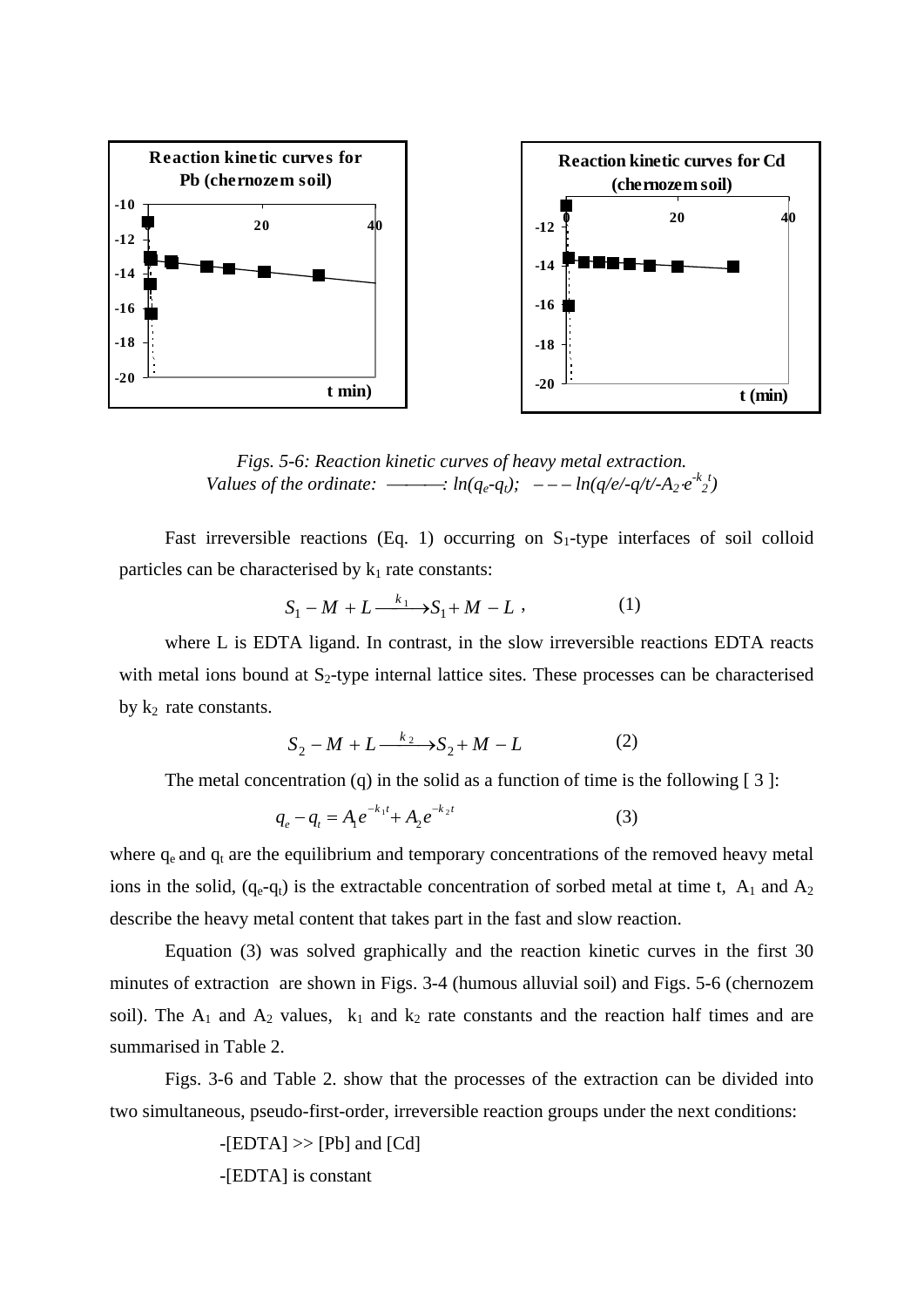*Figs. 5-6: Reaction kinetic curves of heavy metal extraction.*
*Values of the ordinate: ——— : $ln(q_e$-$q_t)$; – – – $ln(q/e/$-$q/t/$-$A_2 \cdot e^{-k_2 t})$*

Fast irreversible reactions (Eq. 1) occurring on $S_1$-type interfaces of soil colloid particles can be characterised by $k_1$ rate constants:

$$S_1 - M + L \xrightarrow{k_1} S_1 + M - L \ , \qquad (1)$$

where L is EDTA ligand. In contrast, in the slow irreversible reactions EDTA reacts with metal ions bound at $S_2$-type internal lattice sites. These processes can be characterised by $k_2$ rate constants.

$$S_2 - M + L \xrightarrow{k_2} S_2 + M - L \qquad (2)$$

The metal concentration (q) in the solid as a function of time is the following [ 3 ]:

$$q_e - q_t = A_1 e^{-k_1 t} + A_2 e^{-k_2 t} \qquad (3)$$

where $q_e$ and $q_t$ are the equilibrium and temporary concentrations of the removed heavy metal ions in the solid, ($q_e$-$q_t$) is the extractable concentration of sorbed metal at time t, $A_1$ and $A_2$ describe the heavy metal content that takes part in the fast and slow reaction.

Equation (3) was solved graphically and the reaction kinetic curves in the first 30 minutes of extraction are shown in Figs. 3-4 (humous alluvial soil) and Figs. 5-6 (chernozem soil). The $A_1$ and $A_2$ values, $k_1$ and $k_2$ rate constants and the reaction half times and are summarised in Table 2.

Figs. 3-6 and Table 2. show that the processes of the extraction can be divided into two simultaneous, pseudo-first-order, irreversible reaction groups under the next conditions:

-[EDTA] >> [Pb] and [Cd]

-[EDTA] is constant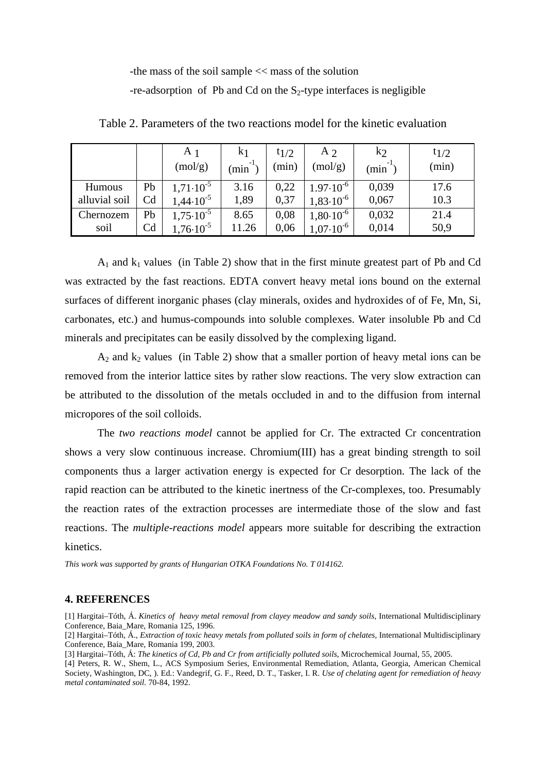-the mass of the soil sample << mass of the solution

-re-adsorption of Pb and Cd on the $S_2$-type interfaces is negligible

Table 2. Parameters of the two reactions model for the kinetic evaluation

| | | $A_1$ (mol/g) | $k_1$ ($min^{-1}$) | $t_{1/2}$ (min) | $A_2$ (mol/g) | $k_2$ ($min^{-1}$) | $t_{1/2}$ (min) |
|---|---|---|---|---|---|---|---|
| Humous alluvial soil | Pb | $1{,}71{\cdot}10^{-5}$ | 3.16 | 0,22 | $1.97{\cdot}10^{-6}$ | 0,039 | 17.6 |
| | Cd | $1{,}44{\cdot}10^{-5}$ | 1,89 | 0,37 | $1{,}83{\cdot}10^{-6}$ | 0,067 | 10.3 |
| Chernozem soil | Pb | $1{,}75{\cdot}10^{-5}$ | 8.65 | 0,08 | $1{,}80{\cdot}10^{-6}$ | 0,032 | 21.4 |
| | Cd | $1{,}76{\cdot}10^{-5}$ | 11.26 | 0,06 | $1{,}07{\cdot}10^{-6}$ | 0,014 | 50,9 |

$A_1$ and $k_1$ values (in Table 2) show that in the first minute greatest part of Pb and Cd was extracted by the fast reactions. EDTA convert heavy metal ions bound on the external surfaces of different inorganic phases (clay minerals, oxides and hydroxides of of Fe, Mn, Si, carbonates, etc.) and humus-compounds into soluble complexes. Water insoluble Pb and Cd minerals and precipitates can be easily dissolved by the complexing ligand.

$A_2$ and $k_2$ values (in Table 2) show that a smaller portion of heavy metal ions can be removed from the interior lattice sites by rather slow reactions. The very slow extraction can be attributed to the dissolution of the metals occluded in and to the diffusion from internal micropores of the soil colloids.

The *two reactions model* cannot be applied for Cr. The extracted Cr concentration shows a very slow continuous increase. Chromium(III) has a great binding strength to soil components thus a larger activation energy is expected for Cr desorption. The lack of the rapid reaction can be attributed to the kinetic inertness of the Cr-complexes, too. Presumably the reaction rates of the extraction processes are intermediate those of the slow and fast reactions. The *multiple-reactions model* appears more suitable for describing the extraction kinetics.

*This work was supported by grants of Hungarian OTKA Foundations No. T 014162.*

## 4. REFERENCES

[1] Hargitai–Tóth, Á. *Kinetics of heavy metal removal from clayey meadow and sandy soils,* International Multidisciplinary Conference, Baia_Mare, Romania 125, 1996.

[2] Hargitai–Tóth, Á., *Extraction of toxic heavy metals from polluted soils in form of chelates,* International Multidisciplinary Conference, Baia_Mare, Romania 199, 2003.

[3] Hargitai–Tóth, Á: *The kinetics of Cd, Pb and Cr from artificially polluted soils,* Microchemical Journal, 55, 2005.

[4] Peters, R. W., Shem, L., ACS Symposium Series, Environmental Remediation, Atlanta, Georgia, American Chemical Society, Washington, DC, ). Ed.: Vandegrif, G. F., Reed, D. T., Tasker, I. R. *Use of chelating agent for remediation of heavy metal contaminated soil.* 70-84, 1992.